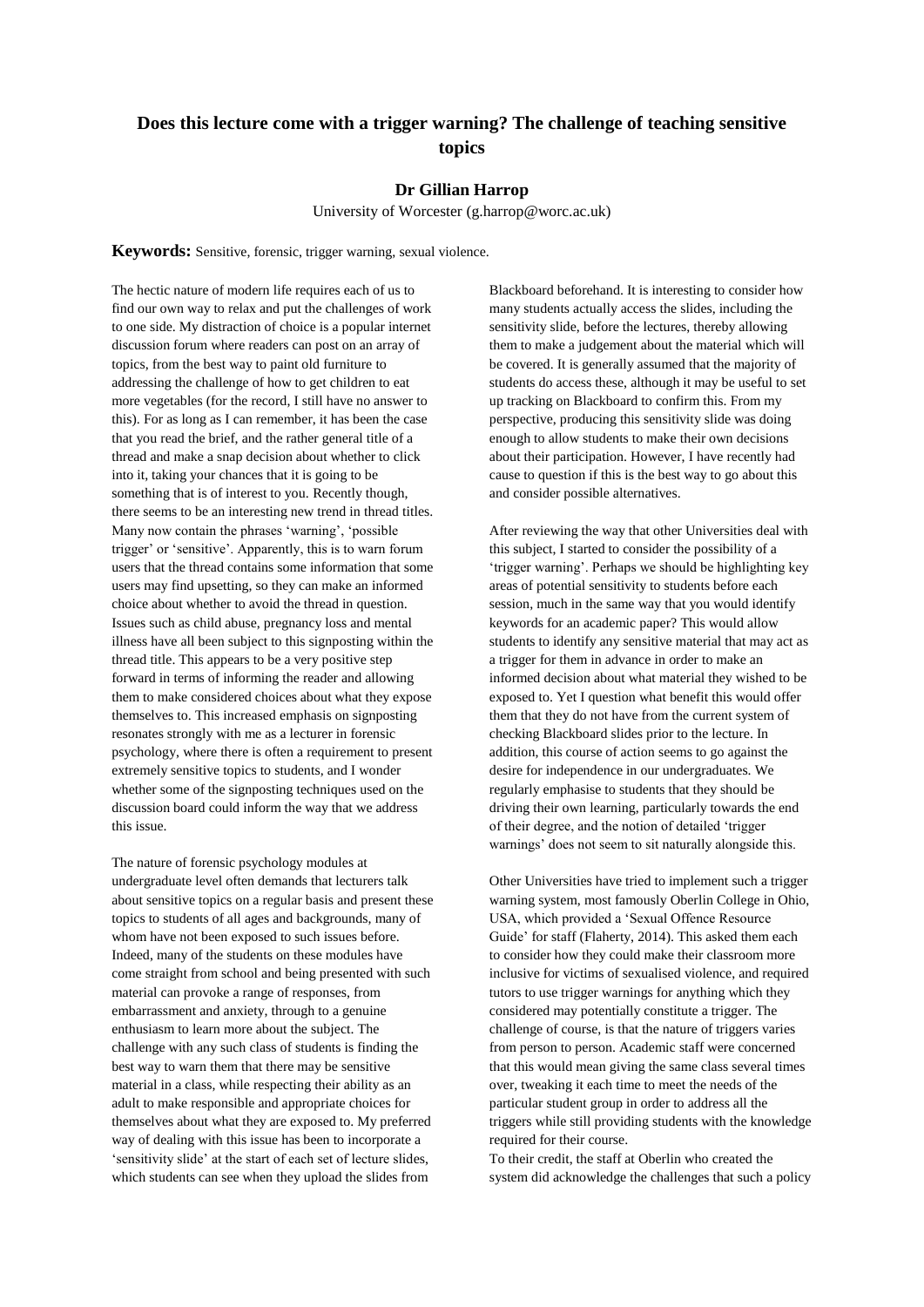# Does this lecture come with a trigger warning? The challenge of teaching sensitive topics

**Dr Gillian Harrop**

University of Worcester (g.harrop@worc.ac.uk)

**Keywords:** Sensitive, forensic, trigger warning, sexual violence.

The hectic nature of modern life requires each of us to find our own way to relax and put the challenges of work to one side. My distraction of choice is a popular internet discussion forum where readers can post on an array of topics, from the best way to paint old furniture to addressing the challenge of how to get children to eat more vegetables (for the record, I still have no answer to this). For as long as I can remember, it has been the case that you read the brief, and the rather general title of a thread and make a snap decision about whether to click into it, taking your chances that it is going to be something that is of interest to you. Recently though, there seems to be an interesting new trend in thread titles. Many now contain the phrases 'warning', 'possible trigger' or 'sensitive'. Apparently, this is to warn forum users that the thread contains some information that some users may find upsetting, so they can make an informed choice about whether to avoid the thread in question. Issues such as child abuse, pregnancy loss and mental illness have all been subject to this signposting within the thread title. This appears to be a very positive step forward in terms of informing the reader and allowing them to make considered choices about what they expose themselves to. This increased emphasis on signposting resonates strongly with me as a lecturer in forensic psychology, where there is often a requirement to present extremely sensitive topics to students, and I wonder whether some of the signposting techniques used on the discussion board could inform the way that we address this issue.

The nature of forensic psychology modules at undergraduate level often demands that lecturers talk about sensitive topics on a regular basis and present these topics to students of all ages and backgrounds, many of whom have not been exposed to such issues before. Indeed, many of the students on these modules have come straight from school and being presented with such material can provoke a range of responses, from embarrassment and anxiety, through to a genuine enthusiasm to learn more about the subject. The challenge with any such class of students is finding the best way to warn them that there may be sensitive material in a class, while respecting their ability as an adult to make responsible and appropriate choices for themselves about what they are exposed to. My preferred way of dealing with this issue has been to incorporate a 'sensitivity slide' at the start of each set of lecture slides, which students can see when they upload the slides from Blackboard beforehand. It is interesting to consider how many students actually access the slides, including the sensitivity slide, before the lectures, thereby allowing them to make a judgement about the material which will be covered. It is generally assumed that the majority of students do access these, although it may be useful to set up tracking on Blackboard to confirm this. From my perspective, producing this sensitivity slide was doing enough to allow students to make their own decisions about their participation. However, I have recently had cause to question if this is the best way to go about this and consider possible alternatives.

After reviewing the way that other Universities deal with this subject, I started to consider the possibility of a 'trigger warning'. Perhaps we should be highlighting key areas of potential sensitivity to students before each session, much in the same way that you would identify keywords for an academic paper? This would allow students to identify any sensitive material that may act as a trigger for them in advance in order to make an informed decision about what material they wished to be exposed to. Yet I question what benefit this would offer them that they do not have from the current system of checking Blackboard slides prior to the lecture. In addition, this course of action seems to go against the desire for independence in our undergraduates. We regularly emphasise to students that they should be driving their own learning, particularly towards the end of their degree, and the notion of detailed 'trigger warnings' does not seem to sit naturally alongside this.

Other Universities have tried to implement such a trigger warning system, most famously Oberlin College in Ohio, USA, which provided a 'Sexual Offence Resource Guide' for staff (Flaherty, 2014). This asked them each to consider how they could make their classroom more inclusive for victims of sexualised violence, and required tutors to use trigger warnings for anything which they considered may potentially constitute a trigger. The challenge of course, is that the nature of triggers varies from person to person. Academic staff were concerned that this would mean giving the same class several times over, tweaking it each time to meet the needs of the particular student group in order to address all the triggers while still providing students with the knowledge required for their course.

To their credit, the staff at Oberlin who created the system did acknowledge the challenges that such a policy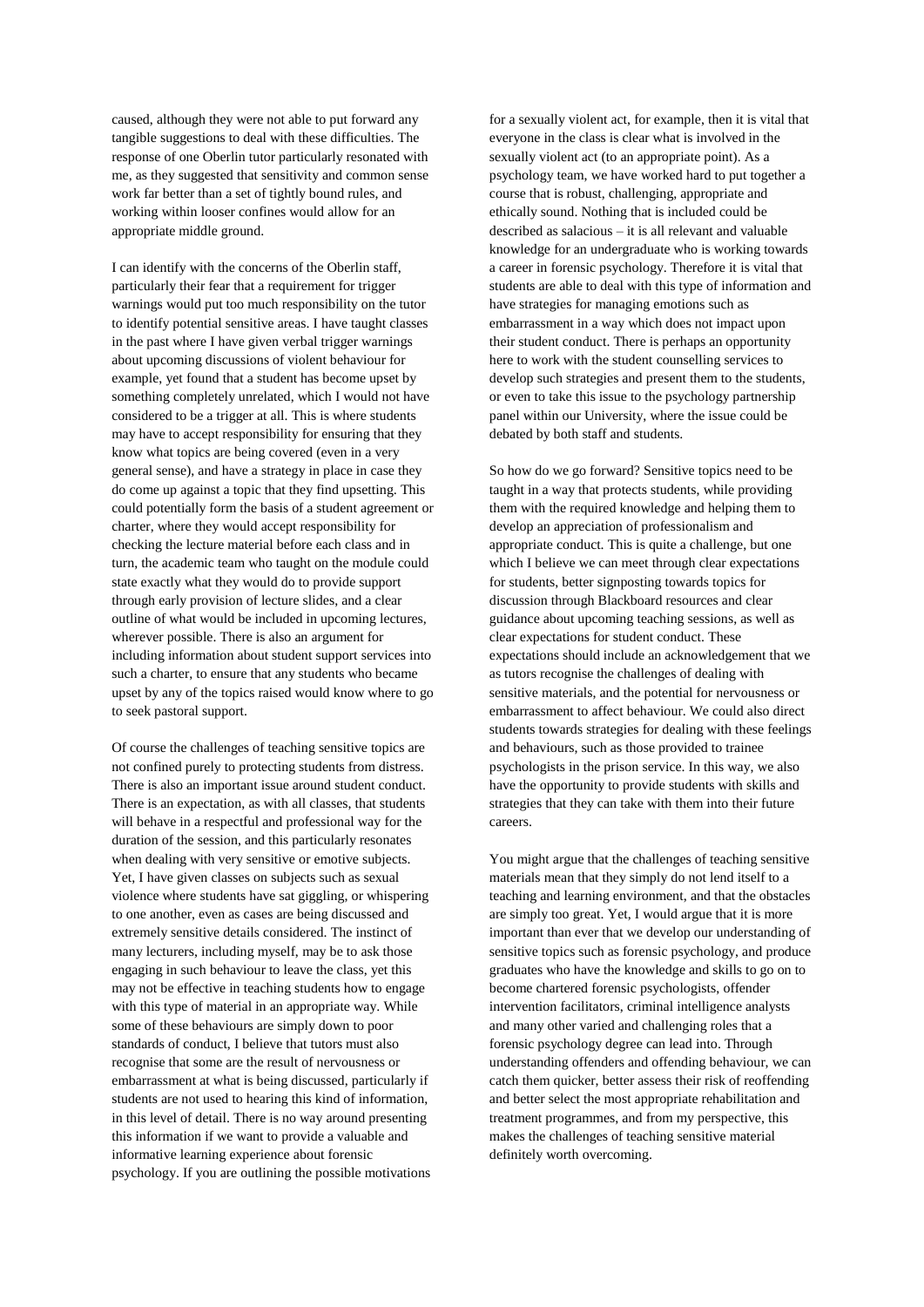caused, although they were not able to put forward any tangible suggestions to deal with these difficulties. The response of one Oberlin tutor particularly resonated with me, as they suggested that sensitivity and common sense work far better than a set of tightly bound rules, and working within looser confines would allow for an appropriate middle ground.

I can identify with the concerns of the Oberlin staff, particularly their fear that a requirement for trigger warnings would put too much responsibility on the tutor to identify potential sensitive areas. I have taught classes in the past where I have given verbal trigger warnings about upcoming discussions of violent behaviour for example, yet found that a student has become upset by something completely unrelated, which I would not have considered to be a trigger at all. This is where students may have to accept responsibility for ensuring that they know what topics are being covered (even in a very general sense), and have a strategy in place in case they do come up against a topic that they find upsetting. This could potentially form the basis of a student agreement or charter, where they would accept responsibility for checking the lecture material before each class and in turn, the academic team who taught on the module could state exactly what they would do to provide support through early provision of lecture slides, and a clear outline of what would be included in upcoming lectures, wherever possible. There is also an argument for including information about student support services into such a charter, to ensure that any students who became upset by any of the topics raised would know where to go to seek pastoral support.

Of course the challenges of teaching sensitive topics are not confined purely to protecting students from distress. There is also an important issue around student conduct. There is an expectation, as with all classes, that students will behave in a respectful and professional way for the duration of the session, and this particularly resonates when dealing with very sensitive or emotive subjects. Yet, I have given classes on subjects such as sexual violence where students have sat giggling, or whispering to one another, even as cases are being discussed and extremely sensitive details considered. The instinct of many lecturers, including myself, may be to ask those engaging in such behaviour to leave the class, yet this may not be effective in teaching students how to engage with this type of material in an appropriate way. While some of these behaviours are simply down to poor standards of conduct, I believe that tutors must also recognise that some are the result of nervousness or embarrassment at what is being discussed, particularly if students are not used to hearing this kind of information, in this level of detail. There is no way around presenting this information if we want to provide a valuable and informative learning experience about forensic psychology. If you are outlining the possible motivations for a sexually violent act, for example, then it is vital that everyone in the class is clear what is involved in the sexually violent act (to an appropriate point). As a psychology team, we have worked hard to put together a course that is robust, challenging, appropriate and ethically sound. Nothing that is included could be described as salacious – it is all relevant and valuable knowledge for an undergraduate who is working towards a career in forensic psychology. Therefore it is vital that students are able to deal with this type of information and have strategies for managing emotions such as embarrassment in a way which does not impact upon their student conduct. There is perhaps an opportunity here to work with the student counselling services to develop such strategies and present them to the students, or even to take this issue to the psychology partnership panel within our University, where the issue could be debated by both staff and students.

So how do we go forward? Sensitive topics need to be taught in a way that protects students, while providing them with the required knowledge and helping them to develop an appreciation of professionalism and appropriate conduct. This is quite a challenge, but one which I believe we can meet through clear expectations for students, better signposting towards topics for discussion through Blackboard resources and clear guidance about upcoming teaching sessions, as well as clear expectations for student conduct. These expectations should include an acknowledgement that we as tutors recognise the challenges of dealing with sensitive materials, and the potential for nervousness or embarrassment to affect behaviour. We could also direct students towards strategies for dealing with these feelings and behaviours, such as those provided to trainee psychologists in the prison service. In this way, we also have the opportunity to provide students with skills and strategies that they can take with them into their future careers.

You might argue that the challenges of teaching sensitive materials mean that they simply do not lend itself to a teaching and learning environment, and that the obstacles are simply too great. Yet, I would argue that it is more important than ever that we develop our understanding of sensitive topics such as forensic psychology, and produce graduates who have the knowledge and skills to go on to become chartered forensic psychologists, offender intervention facilitators, criminal intelligence analysts and many other varied and challenging roles that a forensic psychology degree can lead into. Through understanding offenders and offending behaviour, we can catch them quicker, better assess their risk of reoffending and better select the most appropriate rehabilitation and treatment programmes, and from my perspective, this makes the challenges of teaching sensitive material definitely worth overcoming.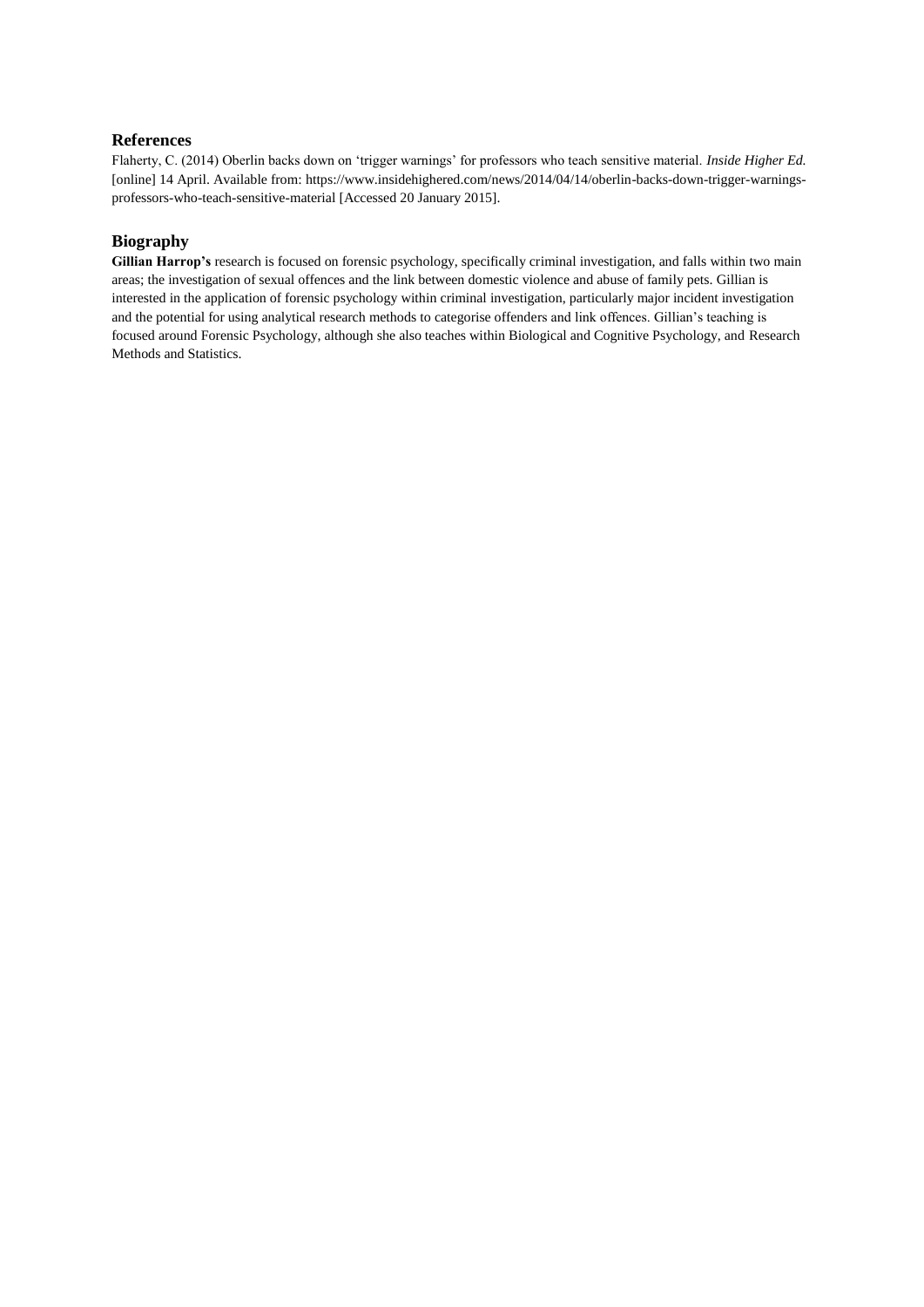## References

Flaherty, C. (2014) Oberlin backs down on 'trigger warnings' for professors who teach sensitive material. *Inside Higher Ed.* [online] 14 April. Available from: https://www.insidehighered.com/news/2014/04/14/oberlin-backs-down-trigger-warnings-professors-who-teach-sensitive-material [Accessed 20 January 2015].

## Biography

**Gillian Harrop's** research is focused on forensic psychology, specifically criminal investigation, and falls within two main areas; the investigation of sexual offences and the link between domestic violence and abuse of family pets. Gillian is interested in the application of forensic psychology within criminal investigation, particularly major incident investigation and the potential for using analytical research methods to categorise offenders and link offences. Gillian's teaching is focused around Forensic Psychology, although she also teaches within Biological and Cognitive Psychology, and Research Methods and Statistics.